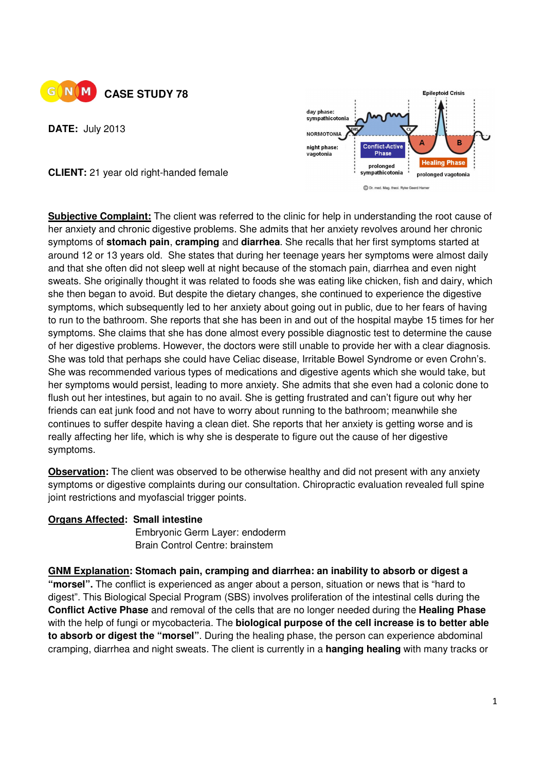# CASE STUDY 78

**DATE:** July 2013

**CLIENT:** 21 year old right-handed female

**Subjective Complaint:** The client was referred to the clinic for help in understanding the root cause of her anxiety and chronic digestive problems. She admits that her anxiety revolves around her chronic symptoms of **stomach pain**, **cramping** and **diarrhea**. She recalls that her first symptoms started at around 12 or 13 years old. She states that during her teenage years her symptoms were almost daily and that she often did not sleep well at night because of the stomach pain, diarrhea and even night sweats. She originally thought it was related to foods she was eating like chicken, fish and dairy, which she then began to avoid. But despite the dietary changes, she continued to experience the digestive symptoms, which subsequently led to her anxiety about going out in public, due to her fears of having to run to the bathroom. She reports that she has been in and out of the hospital maybe 15 times for her symptoms. She claims that she has done almost every possible diagnostic test to determine the cause of her digestive problems. However, the doctors were still unable to provide her with a clear diagnosis. She was told that perhaps she could have Celiac disease, Irritable Bowel Syndrome or even Crohn's. She was recommended various types of medications and digestive agents which she would take, but her symptoms would persist, leading to more anxiety. She admits that she even had a colonic done to flush out her intestines, but again to no avail. She is getting frustrated and can't figure out why her friends can eat junk food and not have to worry about running to the bathroom; meanwhile she continues to suffer despite having a clean diet. She reports that her anxiety is getting worse and is really affecting her life, which is why she is desperate to figure out the cause of her digestive symptoms.

**Observation:** The client was observed to be otherwise healthy and did not present with any anxiety symptoms or digestive complaints during our consultation. Chiropractic evaluation revealed full spine joint restrictions and myofascial trigger points.

**Organs Affected:** **Small intestine**
Embryonic Germ Layer: endoderm
Brain Control Centre: brainstem

**GNM Explanation: Stomach pain, cramping and diarrhea: an inability to absorb or digest a "morsel".** The conflict is experienced as anger about a person, situation or news that is "hard to digest". This Biological Special Program (SBS) involves proliferation of the intestinal cells during the **Conflict Active Phase** and removal of the cells that are no longer needed during the **Healing Phase** with the help of fungi or mycobacteria. The **biological purpose of the cell increase is to better able to absorb or digest the "morsel"**. During the healing phase, the person can experience abdominal cramping, diarrhea and night sweats. The client is currently in a **hanging healing** with many tracks or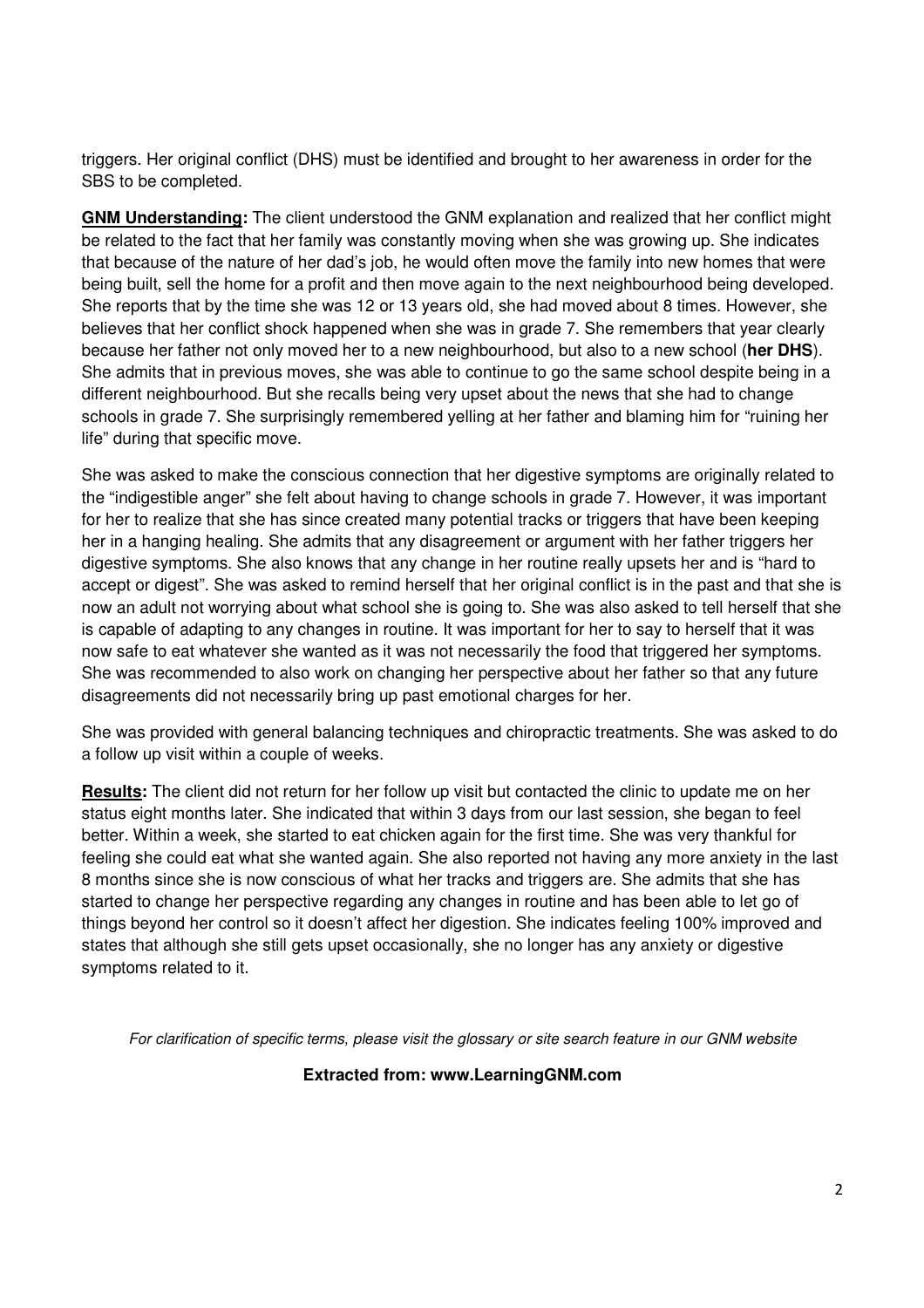triggers. Her original conflict (DHS) must be identified and brought to her awareness in order for the SBS to be completed.

**GNM Understanding:** The client understood the GNM explanation and realized that her conflict might be related to the fact that her family was constantly moving when she was growing up. She indicates that because of the nature of her dad's job, he would often move the family into new homes that were being built, sell the home for a profit and then move again to the next neighbourhood being developed. She reports that by the time she was 12 or 13 years old, she had moved about 8 times. However, she believes that her conflict shock happened when she was in grade 7. She remembers that year clearly because her father not only moved her to a new neighbourhood, but also to a new school (**her DHS**). She admits that in previous moves, she was able to continue to go the same school despite being in a different neighbourhood. But she recalls being very upset about the news that she had to change schools in grade 7. She surprisingly remembered yelling at her father and blaming him for "ruining her life" during that specific move.

She was asked to make the conscious connection that her digestive symptoms are originally related to the "indigestible anger" she felt about having to change schools in grade 7. However, it was important for her to realize that she has since created many potential tracks or triggers that have been keeping her in a hanging healing. She admits that any disagreement or argument with her father triggers her digestive symptoms. She also knows that any change in her routine really upsets her and is "hard to accept or digest". She was asked to remind herself that her original conflict is in the past and that she is now an adult not worrying about what school she is going to. She was also asked to tell herself that she is capable of adapting to any changes in routine. It was important for her to say to herself that it was now safe to eat whatever she wanted as it was not necessarily the food that triggered her symptoms. She was recommended to also work on changing her perspective about her father so that any future disagreements did not necessarily bring up past emotional charges for her.

She was provided with general balancing techniques and chiropractic treatments. She was asked to do a follow up visit within a couple of weeks.

**Results:** The client did not return for her follow up visit but contacted the clinic to update me on her status eight months later. She indicated that within 3 days from our last session, she began to feel better. Within a week, she started to eat chicken again for the first time. She was very thankful for feeling she could eat what she wanted again. She also reported not having any more anxiety in the last 8 months since she is now conscious of what her tracks and triggers are. She admits that she has started to change her perspective regarding any changes in routine and has been able to let go of things beyond her control so it doesn't affect her digestion. She indicates feeling 100% improved and states that although she still gets upset occasionally, she no longer has any anxiety or digestive symptoms related to it.

*For clarification of specific terms, please visit the glossary or site search feature in our GNM website*

**Extracted from: www.LearningGNM.com**